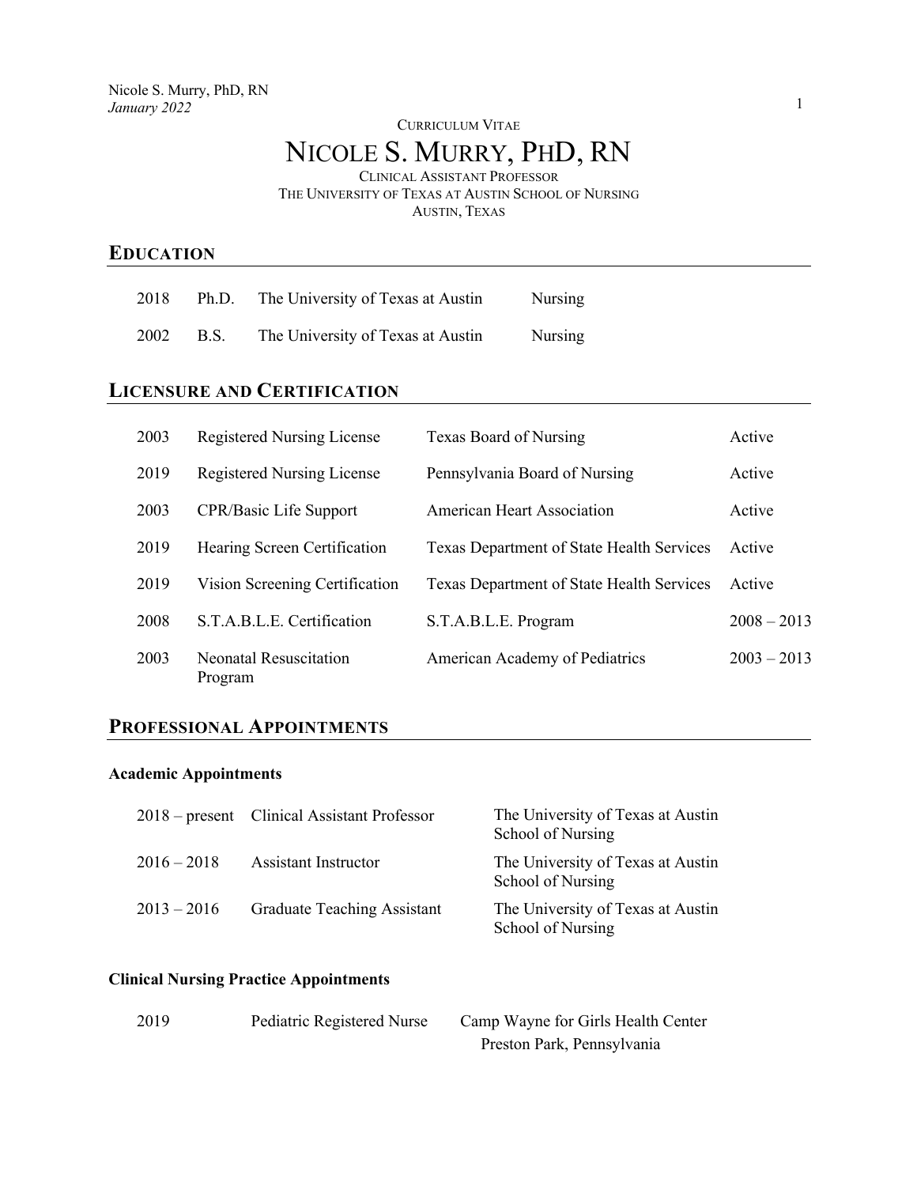CURRICULUM VITAE

# NICOLE S. MURRY, PHD, RN

CLINICAL ASSISTANT PROFESSOR
THE UNIVERSITY OF TEXAS AT AUSTIN SCHOOL OF NURSING
AUSTIN, TEXAS

## EDUCATION

| | | | |
|---|---|---|---|
| 2018 | Ph.D. | The University of Texas at Austin | Nursing |
| 2002 | B.S. | The University of Texas at Austin | Nursing |

## LICENSURE AND CERTIFICATION

| | | | |
|---|---|---|---|
| 2003 | Registered Nursing License | Texas Board of Nursing | Active |
| 2019 | Registered Nursing License | Pennsylvania Board of Nursing | Active |
| 2003 | CPR/Basic Life Support | American Heart Association | Active |
| 2019 | Hearing Screen Certification | Texas Department of State Health Services | Active |
| 2019 | Vision Screening Certification | Texas Department of State Health Services | Active |
| 2008 | S.T.A.B.L.E. Certification | S.T.A.B.L.E. Program | 2008 – 2013 |
| 2003 | Neonatal Resuscitation Program | American Academy of Pediatrics | 2003 – 2013 |

## PROFESSIONAL APPOINTMENTS

### Academic Appointments

| | | |
|---|---|---|
| 2018 – present | Clinical Assistant Professor | The University of Texas at Austin School of Nursing |
| 2016 – 2018 | Assistant Instructor | The University of Texas at Austin School of Nursing |
| 2013 – 2016 | Graduate Teaching Assistant | The University of Texas at Austin School of Nursing |

### Clinical Nursing Practice Appointments

| | | |
|---|---|---|
| 2019 | Pediatric Registered Nurse | Camp Wayne for Girls Health Center<br>Preston Park, Pennsylvania |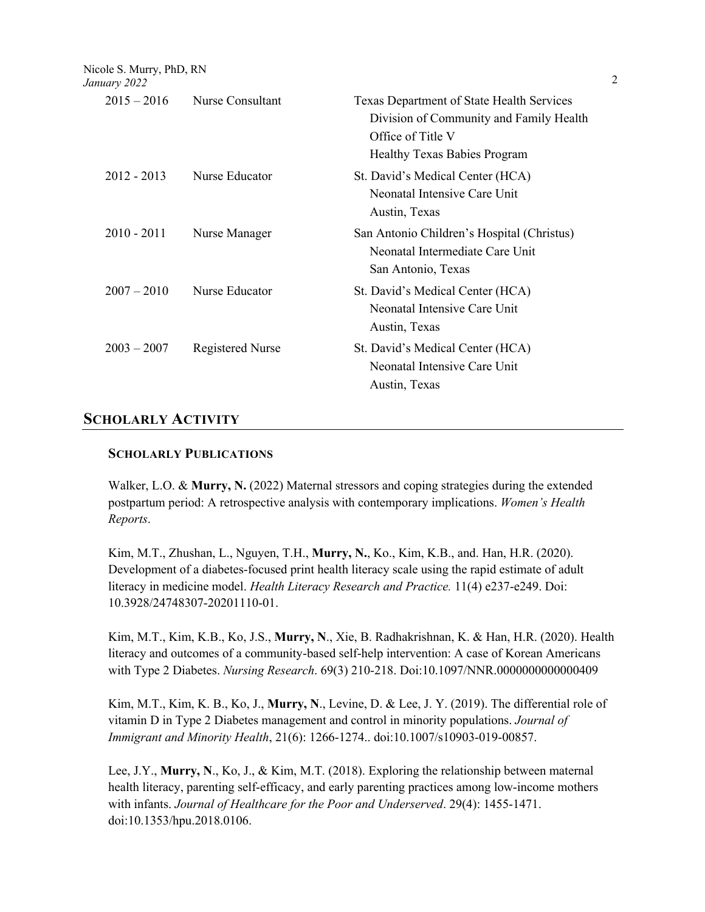| | | |
|---|---|---|
| 2015 – 2016 | Nurse Consultant | Texas Department of State Health Services<br>Division of Community and Family Health<br>Office of Title V<br>Healthy Texas Babies Program |
| 2012 - 2013 | Nurse Educator | St. David's Medical Center (HCA)<br>Neonatal Intensive Care Unit<br>Austin, Texas |
| 2010 - 2011 | Nurse Manager | San Antonio Children's Hospital (Christus)<br>Neonatal Intermediate Care Unit<br>San Antonio, Texas |
| 2007 – 2010 | Nurse Educator | St. David's Medical Center (HCA)<br>Neonatal Intensive Care Unit<br>Austin, Texas |
| 2003 – 2007 | Registered Nurse | St. David's Medical Center (HCA)<br>Neonatal Intensive Care Unit<br>Austin, Texas |

## SCHOLARLY ACTIVITY

### SCHOLARLY PUBLICATIONS

Walker, L.O. & **Murry, N.** (2022) Maternal stressors and coping strategies during the extended postpartum period: A retrospective analysis with contemporary implications. *Women's Health Reports*.

Kim, M.T., Zhushan, L., Nguyen, T.H., **Murry, N.**, Ko., Kim, K.B., and. Han, H.R. (2020). Development of a diabetes-focused print health literacy scale using the rapid estimate of adult literacy in medicine model. *Health Literacy Research and Practice.* 11(4) e237-e249. Doi: 10.3928/24748307-20201110-01.

Kim, M.T., Kim, K.B., Ko, J.S., **Murry, N**., Xie, B. Radhakrishnan, K. & Han, H.R. (2020). Health literacy and outcomes of a community-based self-help intervention: A case of Korean Americans with Type 2 Diabetes. *Nursing Research*. 69(3) 210-218. Doi:10.1097/NNR.0000000000000409

Kim, M.T., Kim, K. B., Ko, J., **Murry, N**., Levine, D. & Lee, J. Y. (2019). The differential role of vitamin D in Type 2 Diabetes management and control in minority populations. *Journal of Immigrant and Minority Health*, 21(6): 1266-1274.. doi:10.1007/s10903-019-00857.

Lee, J.Y., **Murry, N**., Ko, J., & Kim, M.T. (2018). Exploring the relationship between maternal health literacy, parenting self-efficacy, and early parenting practices among low-income mothers with infants. *Journal of Healthcare for the Poor and Underserved*. 29(4): 1455-1471. doi:10.1353/hpu.2018.0106.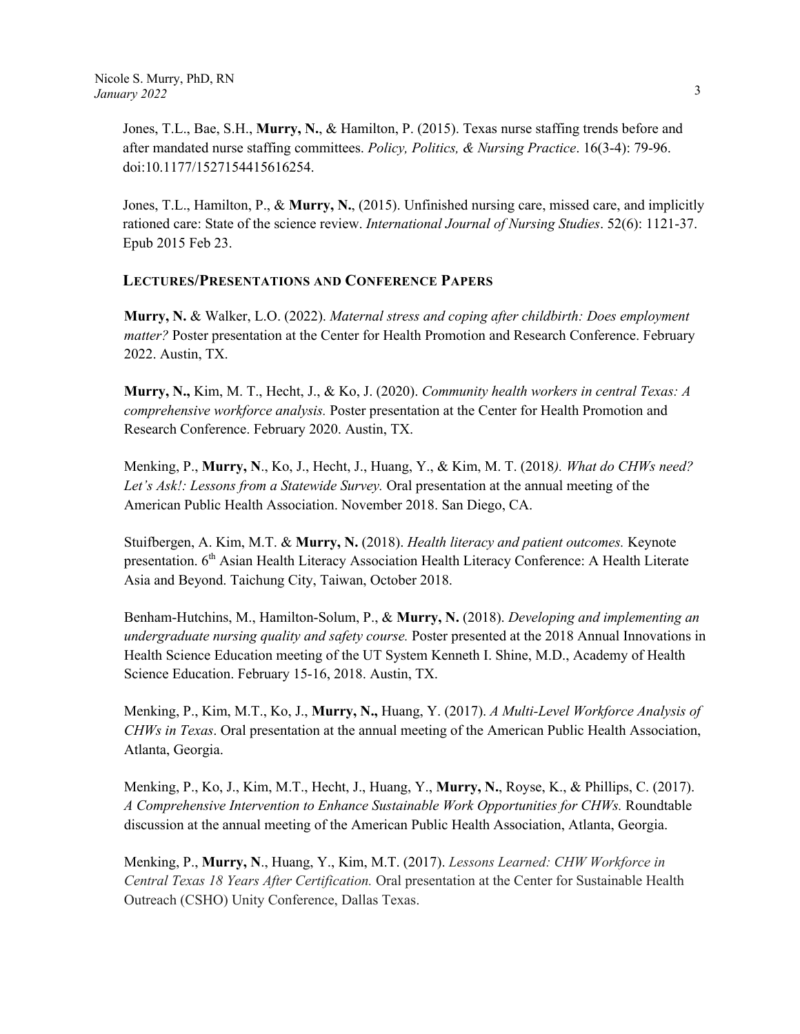Jones, T.L., Bae, S.H., **Murry, N.**, & Hamilton, P. (2015). Texas nurse staffing trends before and after mandated nurse staffing committees. *Policy, Politics, & Nursing Practice*. 16(3-4): 79-96. doi:10.1177/1527154415616254.

Jones, T.L., Hamilton, P., & **Murry, N.**, (2015). Unfinished nursing care, missed care, and implicitly rationed care: State of the science review. *International Journal of Nursing Studies*. 52(6): 1121-37. Epub 2015 Feb 23.

## LECTURES/PRESENTATIONS AND CONFERENCE PAPERS

**Murry, N.** & Walker, L.O. (2022). *Maternal stress and coping after childbirth: Does employment matter?* Poster presentation at the Center for Health Promotion and Research Conference. February 2022. Austin, TX.

**Murry, N.,** Kim, M. T., Hecht, J., & Ko, J. (2020). *Community health workers in central Texas: A comprehensive workforce analysis.* Poster presentation at the Center for Health Promotion and Research Conference. February 2020. Austin, TX.

Menking, P., **Murry, N**., Ko, J., Hecht, J., Huang, Y., & Kim, M. T. (2018*). What do CHWs need? Let's Ask!: Lessons from a Statewide Survey.* Oral presentation at the annual meeting of the American Public Health Association. November 2018. San Diego, CA.

Stuifbergen, A. Kim, M.T. & **Murry, N.** (2018). *Health literacy and patient outcomes.* Keynote presentation. 6th Asian Health Literacy Association Health Literacy Conference: A Health Literate Asia and Beyond. Taichung City, Taiwan, October 2018.

Benham-Hutchins, M., Hamilton-Solum, P., & **Murry, N.** (2018). *Developing and implementing an undergraduate nursing quality and safety course.* Poster presented at the 2018 Annual Innovations in Health Science Education meeting of the UT System Kenneth I. Shine, M.D., Academy of Health Science Education. February 15-16, 2018. Austin, TX.

Menking, P., Kim, M.T., Ko, J., **Murry, N.,** Huang, Y. (2017). *A Multi-Level Workforce Analysis of CHWs in Texas*. Oral presentation at the annual meeting of the American Public Health Association, Atlanta, Georgia.

Menking, P., Ko, J., Kim, M.T., Hecht, J., Huang, Y., **Murry, N.**, Royse, K., & Phillips, C. (2017). *A Comprehensive Intervention to Enhance Sustainable Work Opportunities for CHWs.* Roundtable discussion at the annual meeting of the American Public Health Association, Atlanta, Georgia.

Menking, P., **Murry, N**., Huang, Y., Kim, M.T. (2017). *Lessons Learned: CHW Workforce in Central Texas 18 Years After Certification.* Oral presentation at the Center for Sustainable Health Outreach (CSHO) Unity Conference, Dallas Texas.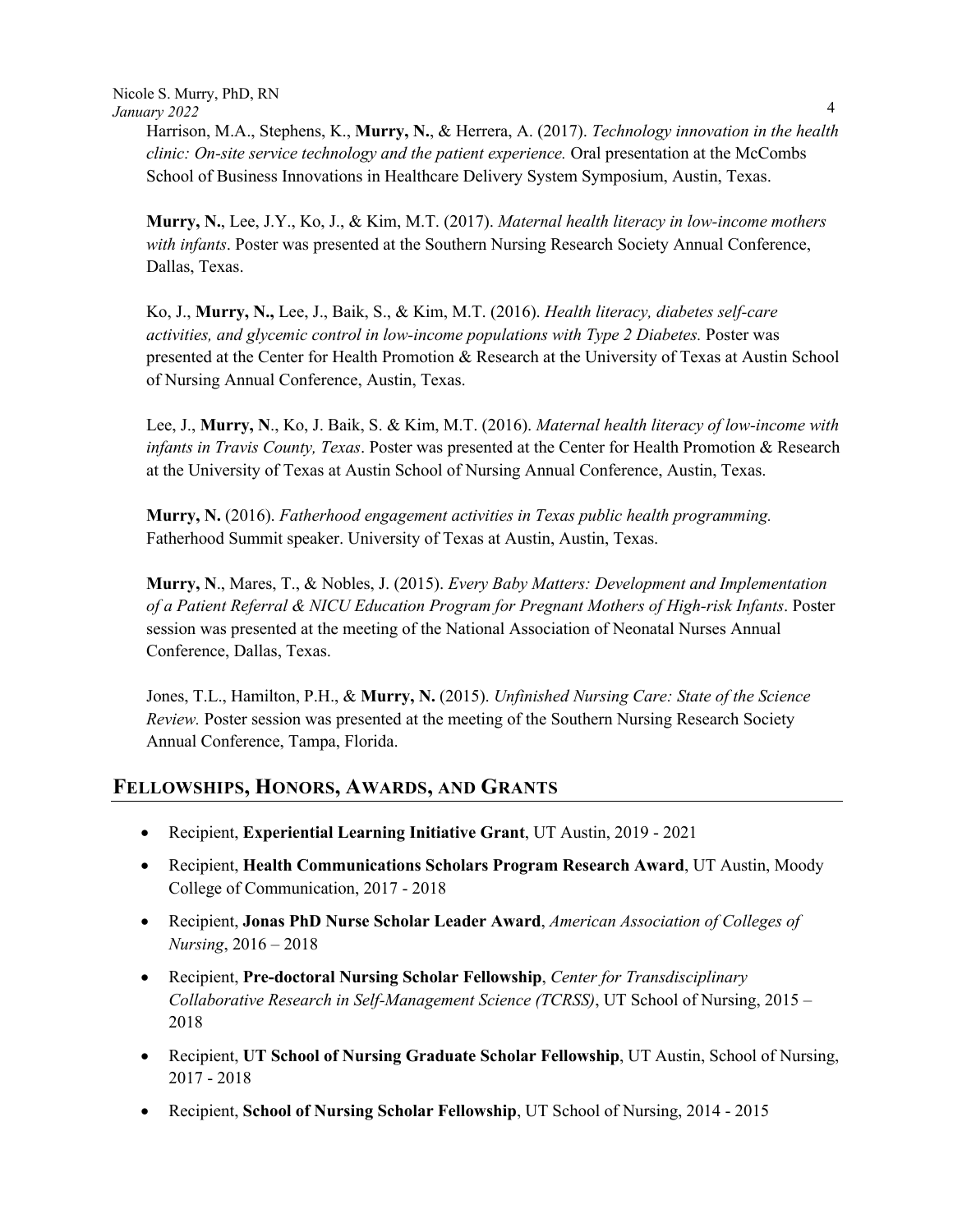Harrison, M.A., Stephens, K., **Murry, N.**, & Herrera, A. (2017). *Technology innovation in the health clinic: On-site service technology and the patient experience.* Oral presentation at the McCombs School of Business Innovations in Healthcare Delivery System Symposium, Austin, Texas.

**Murry, N.**, Lee, J.Y., Ko, J., & Kim, M.T. (2017). *Maternal health literacy in low-income mothers with infants*. Poster was presented at the Southern Nursing Research Society Annual Conference, Dallas, Texas.

Ko, J., **Murry, N.,** Lee, J., Baik, S., & Kim, M.T. (2016). *Health literacy, diabetes self-care activities, and glycemic control in low-income populations with Type 2 Diabetes.* Poster was presented at the Center for Health Promotion & Research at the University of Texas at Austin School of Nursing Annual Conference, Austin, Texas.

Lee, J., **Murry, N**., Ko, J. Baik, S. & Kim, M.T. (2016). *Maternal health literacy of low-income with infants in Travis County, Texas*. Poster was presented at the Center for Health Promotion & Research at the University of Texas at Austin School of Nursing Annual Conference, Austin, Texas.

**Murry, N.** (2016). *Fatherhood engagement activities in Texas public health programming.* Fatherhood Summit speaker. University of Texas at Austin, Austin, Texas.

**Murry, N**., Mares, T., & Nobles, J. (2015). *Every Baby Matters: Development and Implementation of a Patient Referral & NICU Education Program for Pregnant Mothers of High-risk Infants*. Poster session was presented at the meeting of the National Association of Neonatal Nurses Annual Conference, Dallas, Texas.

Jones, T.L., Hamilton, P.H., & **Murry, N.** (2015). *Unfinished Nursing Care: State of the Science Review.* Poster session was presented at the meeting of the Southern Nursing Research Society Annual Conference, Tampa, Florida.

## FELLOWSHIPS, HONORS, AWARDS, AND GRANTS

- Recipient, **Experiential Learning Initiative Grant**, UT Austin, 2019 - 2021
- Recipient, **Health Communications Scholars Program Research Award**, UT Austin, Moody College of Communication, 2017 - 2018
- Recipient, **Jonas PhD Nurse Scholar Leader Award**, *American Association of Colleges of Nursing*, 2016 – 2018
- Recipient, **Pre-doctoral Nursing Scholar Fellowship**, *Center for Transdisciplinary Collaborative Research in Self-Management Science (TCRSS)*, UT School of Nursing, 2015 – 2018
- Recipient, **UT School of Nursing Graduate Scholar Fellowship**, UT Austin, School of Nursing, 2017 - 2018
- Recipient, **School of Nursing Scholar Fellowship**, UT School of Nursing, 2014 - 2015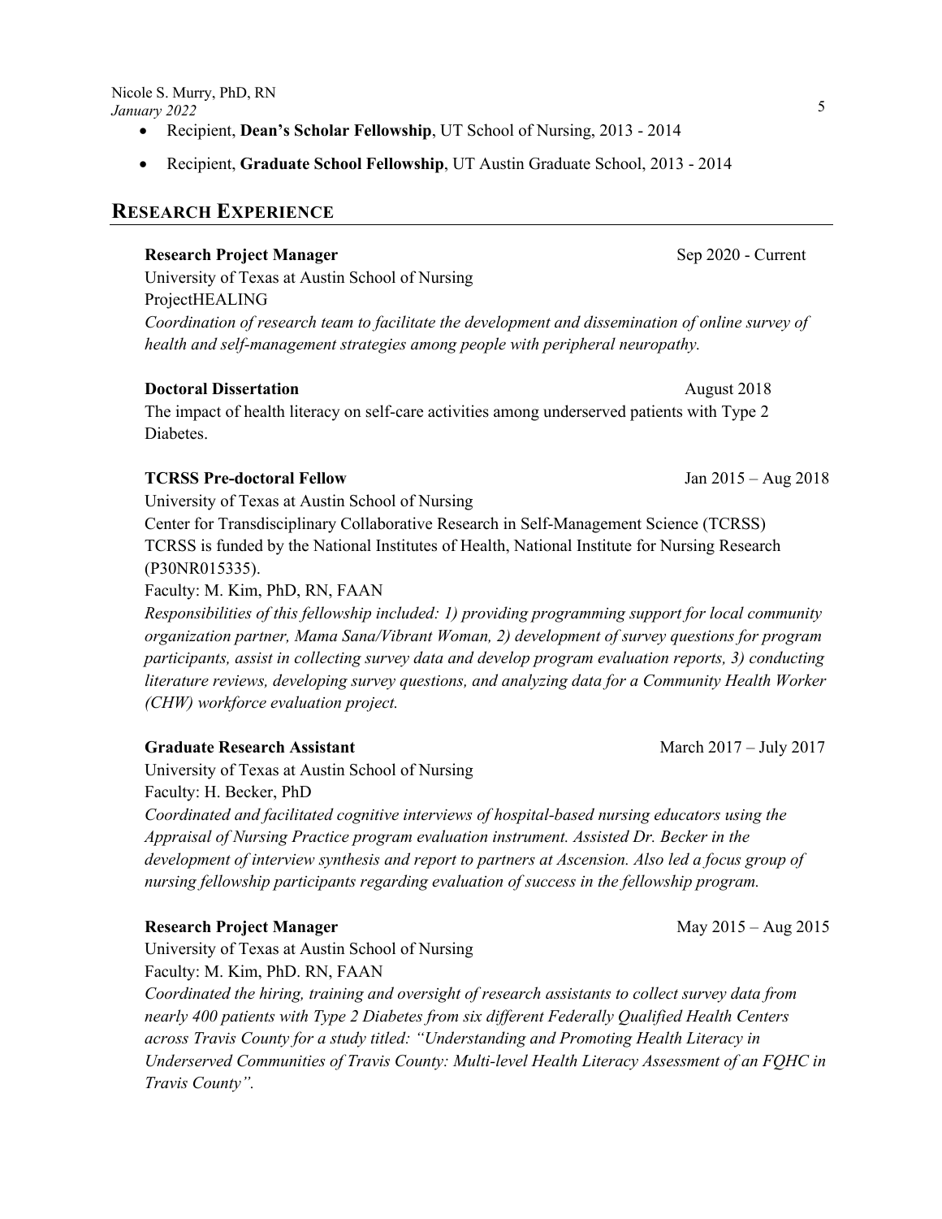- Recipient, **Dean's Scholar Fellowship**, UT School of Nursing, 2013 - 2014
- Recipient, **Graduate School Fellowship**, UT Austin Graduate School, 2013 - 2014

## RESEARCH EXPERIENCE

**Research Project Manager** Sep 2020 - Current
University of Texas at Austin School of Nursing
ProjectHEALING
*Coordination of research team to facilitate the development and dissemination of online survey of health and self-management strategies among people with peripheral neuropathy.*

**Doctoral Dissertation** August 2018
The impact of health literacy on self-care activities among underserved patients with Type 2 Diabetes.

**TCRSS Pre-doctoral Fellow** Jan 2015 – Aug 2018
University of Texas at Austin School of Nursing
Center for Transdisciplinary Collaborative Research in Self-Management Science (TCRSS)
TCRSS is funded by the National Institutes of Health, National Institute for Nursing Research (P30NR015335).
Faculty: M. Kim, PhD, RN, FAAN
*Responsibilities of this fellowship included: 1) providing programming support for local community organization partner, Mama Sana/Vibrant Woman, 2) development of survey questions for program participants, assist in collecting survey data and develop program evaluation reports, 3) conducting literature reviews, developing survey questions, and analyzing data for a Community Health Worker (CHW) workforce evaluation project.*

**Graduate Research Assistant** March 2017 – July 2017
University of Texas at Austin School of Nursing
Faculty: H. Becker, PhD
*Coordinated and facilitated cognitive interviews of hospital-based nursing educators using the Appraisal of Nursing Practice program evaluation instrument. Assisted Dr. Becker in the development of interview synthesis and report to partners at Ascension. Also led a focus group of nursing fellowship participants regarding evaluation of success in the fellowship program.*

**Research Project Manager** May 2015 – Aug 2015
University of Texas at Austin School of Nursing
Faculty: M. Kim, PhD. RN, FAAN
*Coordinated the hiring, training and oversight of research assistants to collect survey data from nearly 400 patients with Type 2 Diabetes from six different Federally Qualified Health Centers across Travis County for a study titled: "Understanding and Promoting Health Literacy in Underserved Communities of Travis County: Multi-level Health Literacy Assessment of an FQHC in Travis County".*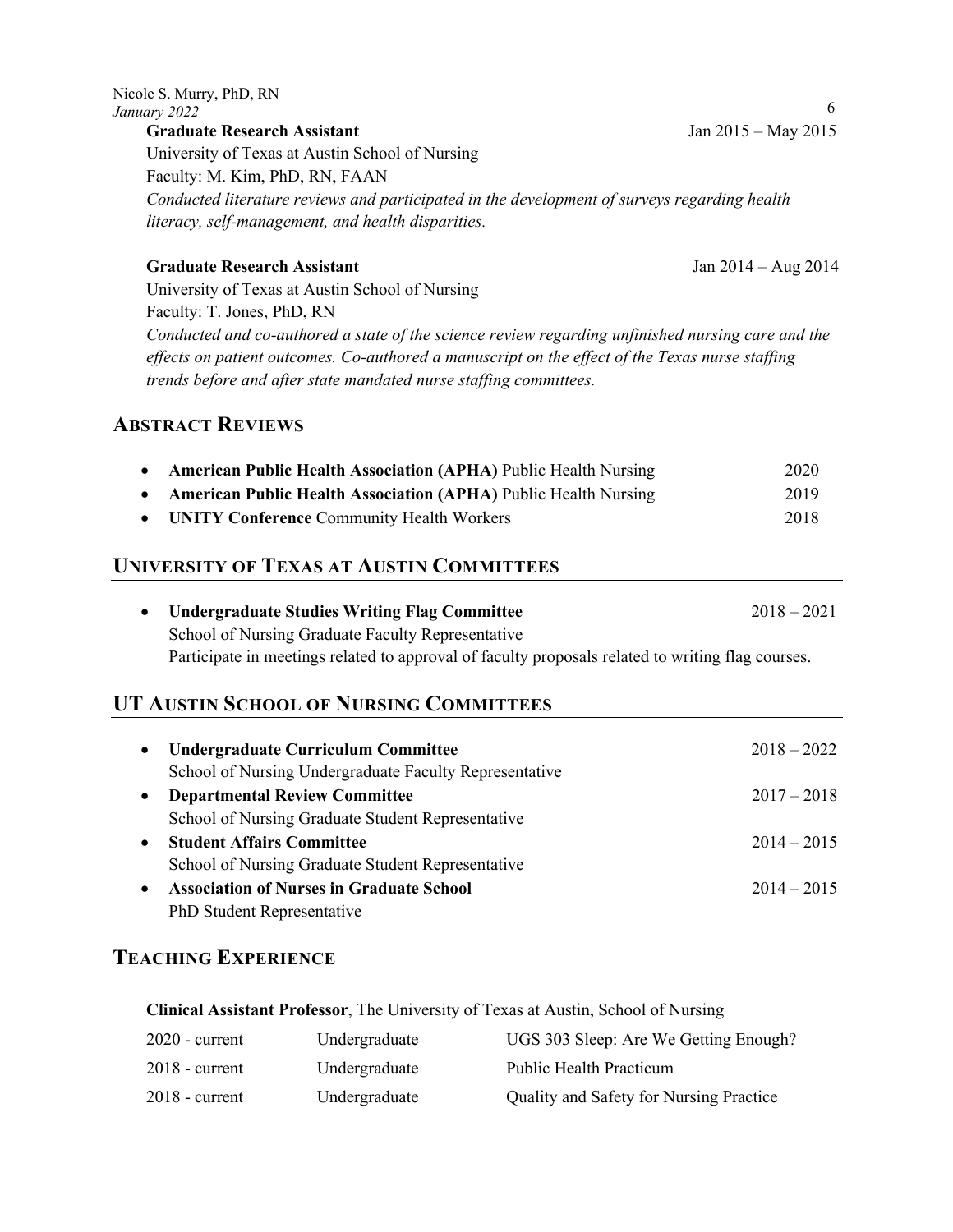**Graduate Research Assistant** Jan 2015 – May 2015
University of Texas at Austin School of Nursing
Faculty: M. Kim, PhD, RN, FAAN
*Conducted literature reviews and participated in the development of surveys regarding health literacy, self-management, and health disparities.*

**Graduate Research Assistant** Jan 2014 – Aug 2014
University of Texas at Austin School of Nursing
Faculty: T. Jones, PhD, RN
*Conducted and co-authored a state of the science review regarding unfinished nursing care and the effects on patient outcomes. Co-authored a manuscript on the effect of the Texas nurse staffing trends before and after state mandated nurse staffing committees.*

## ABSTRACT REVIEWS

- **American Public Health Association (APHA)** Public Health Nursing 2020
- **American Public Health Association (APHA)** Public Health Nursing 2019
- **UNITY Conference** Community Health Workers 2018

## UNIVERSITY OF TEXAS AT AUSTIN COMMITTEES

- **Undergraduate Studies Writing Flag Committee** 2018 – 2021
  School of Nursing Graduate Faculty Representative
  Participate in meetings related to approval of faculty proposals related to writing flag courses.

## UT AUSTIN SCHOOL OF NURSING COMMITTEES

- **Undergraduate Curriculum Committee** 2018 – 2022
  School of Nursing Undergraduate Faculty Representative
- **Departmental Review Committee** 2017 – 2018
  School of Nursing Graduate Student Representative
- **Student Affairs Committee** 2014 – 2015
  School of Nursing Graduate Student Representative
- **Association of Nurses in Graduate School** 2014 – 2015
  PhD Student Representative

## TEACHING EXPERIENCE

**Clinical Assistant Professor**, The University of Texas at Austin, School of Nursing

| | | |
|---|---|---|
| 2020 - current | Undergraduate | UGS 303 Sleep: Are We Getting Enough? |
| 2018 - current | Undergraduate | Public Health Practicum |
| 2018 - current | Undergraduate | Quality and Safety for Nursing Practice |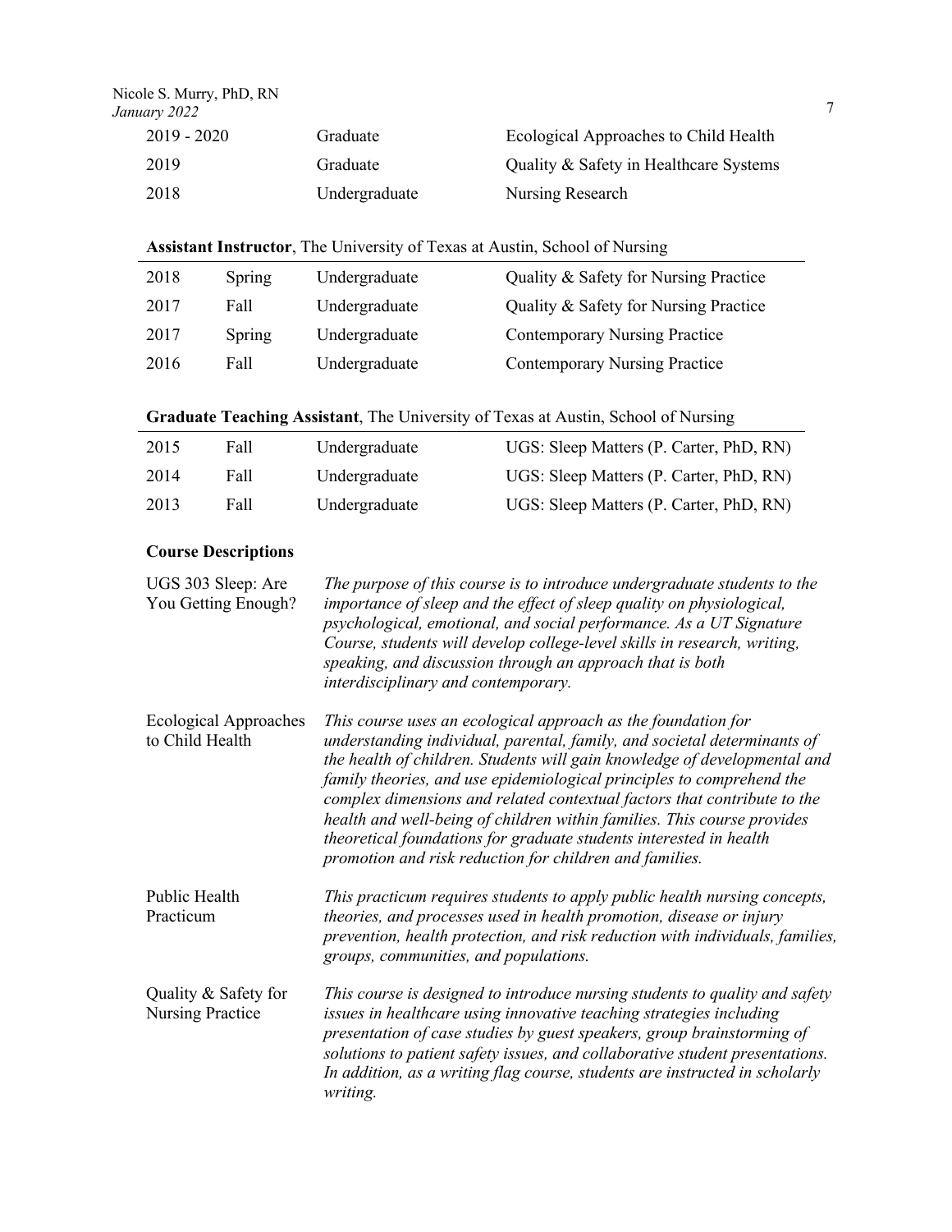| | | |
|---|---|---|
| 2019 - 2020 | Graduate | Ecological Approaches to Child Health |
| 2019 | Graduate | Quality & Safety in Healthcare Systems |
| 2018 | Undergraduate | Nursing Research |

**Assistant Instructor**, The University of Texas at Austin, School of Nursing

| | | | |
|---|---|---|---|
| 2018 | Spring | Undergraduate | Quality & Safety for Nursing Practice |
| 2017 | Fall | Undergraduate | Quality & Safety for Nursing Practice |
| 2017 | Spring | Undergraduate | Contemporary Nursing Practice |
| 2016 | Fall | Undergraduate | Contemporary Nursing Practice |

**Graduate Teaching Assistant**, The University of Texas at Austin, School of Nursing

| | | | |
|---|---|---|---|
| 2015 | Fall | Undergraduate | UGS: Sleep Matters (P. Carter, PhD, RN) |
| 2014 | Fall | Undergraduate | UGS: Sleep Matters (P. Carter, PhD, RN) |
| 2013 | Fall | Undergraduate | UGS: Sleep Matters (P. Carter, PhD, RN) |

**Course Descriptions**

| | |
|---|---|
| UGS 303 Sleep: Are You Getting Enough? | *The purpose of this course is to introduce undergraduate students to the importance of sleep and the effect of sleep quality on physiological, psychological, emotional, and social performance. As a UT Signature Course, students will develop college-level skills in research, writing, speaking, and discussion through an approach that is both interdisciplinary and contemporary.* |
| Ecological Approaches to Child Health | *This course uses an ecological approach as the foundation for understanding individual, parental, family, and societal determinants of the health of children. Students will gain knowledge of developmental and family theories, and use epidemiological principles to comprehend the complex dimensions and related contextual factors that contribute to the health and well-being of children within families. This course provides theoretical foundations for graduate students interested in health promotion and risk reduction for children and families.* |
| Public Health Practicum | *This practicum requires students to apply public health nursing concepts, theories, and processes used in health promotion, disease or injury prevention, health protection, and risk reduction with individuals, families, groups, communities, and populations.* |
| Quality & Safety for Nursing Practice | *This course is designed to introduce nursing students to quality and safety issues in healthcare using innovative teaching strategies including presentation of case studies by guest speakers, group brainstorming of solutions to patient safety issues, and collaborative student presentations. In addition, as a writing flag course, students are instructed in scholarly writing.* |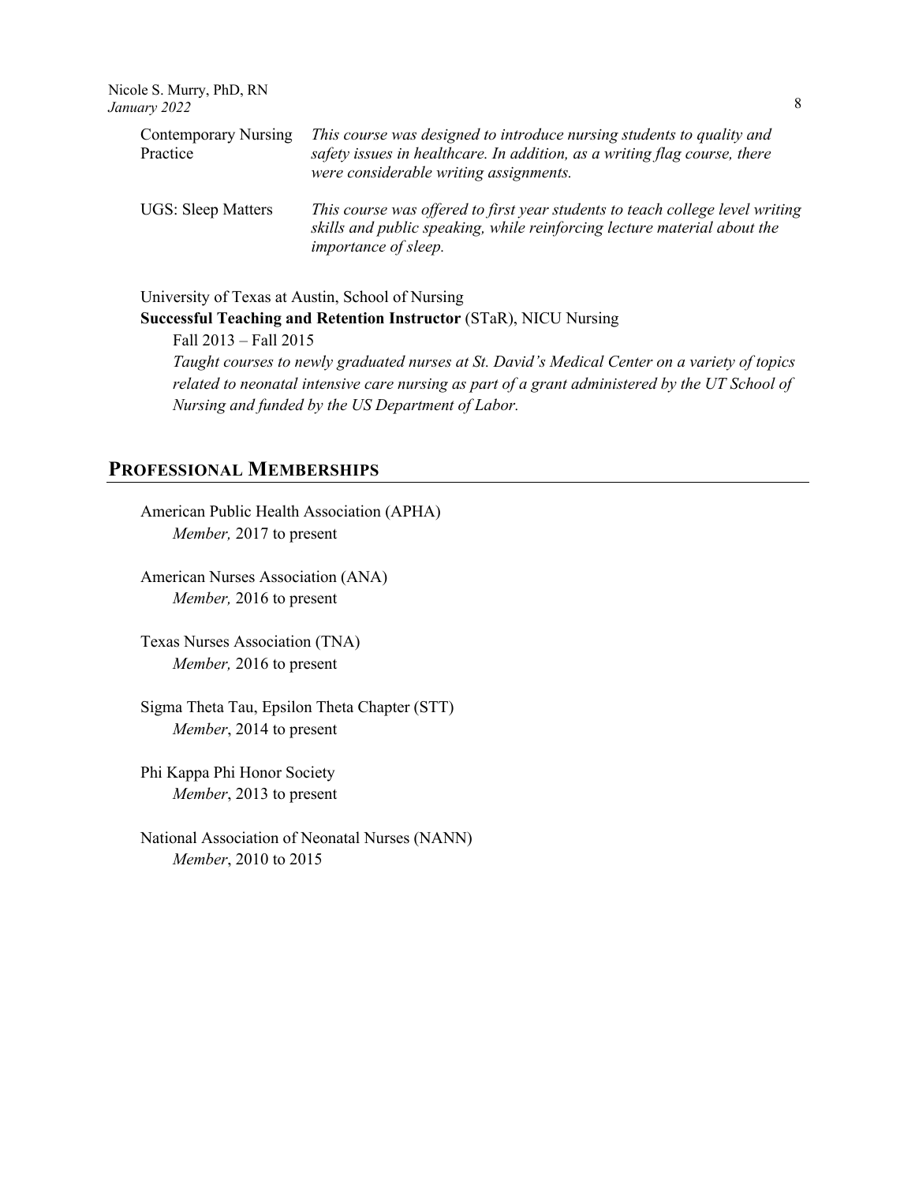Contemporary Nursing Practice — *This course was designed to introduce nursing students to quality and safety issues in healthcare. In addition, as a writing flag course, there were considerable writing assignments.*

UGS: Sleep Matters — *This course was offered to first year students to teach college level writing skills and public speaking, while reinforcing lecture material about the importance of sleep.*

University of Texas at Austin, School of Nursing
**Successful Teaching and Retention Instructor** (STaR), NICU Nursing
Fall 2013 – Fall 2015
*Taught courses to newly graduated nurses at St. David's Medical Center on a variety of topics related to neonatal intensive care nursing as part of a grant administered by the UT School of Nursing and funded by the US Department of Labor.*

## Professional Memberships

American Public Health Association (APHA)
*Member,* 2017 to present

American Nurses Association (ANA)
*Member,* 2016 to present

Texas Nurses Association (TNA)
*Member,* 2016 to present

Sigma Theta Tau, Epsilon Theta Chapter (STT)
*Member*, 2014 to present

Phi Kappa Phi Honor Society
*Member*, 2013 to present

National Association of Neonatal Nurses (NANN)
*Member*, 2010 to 2015